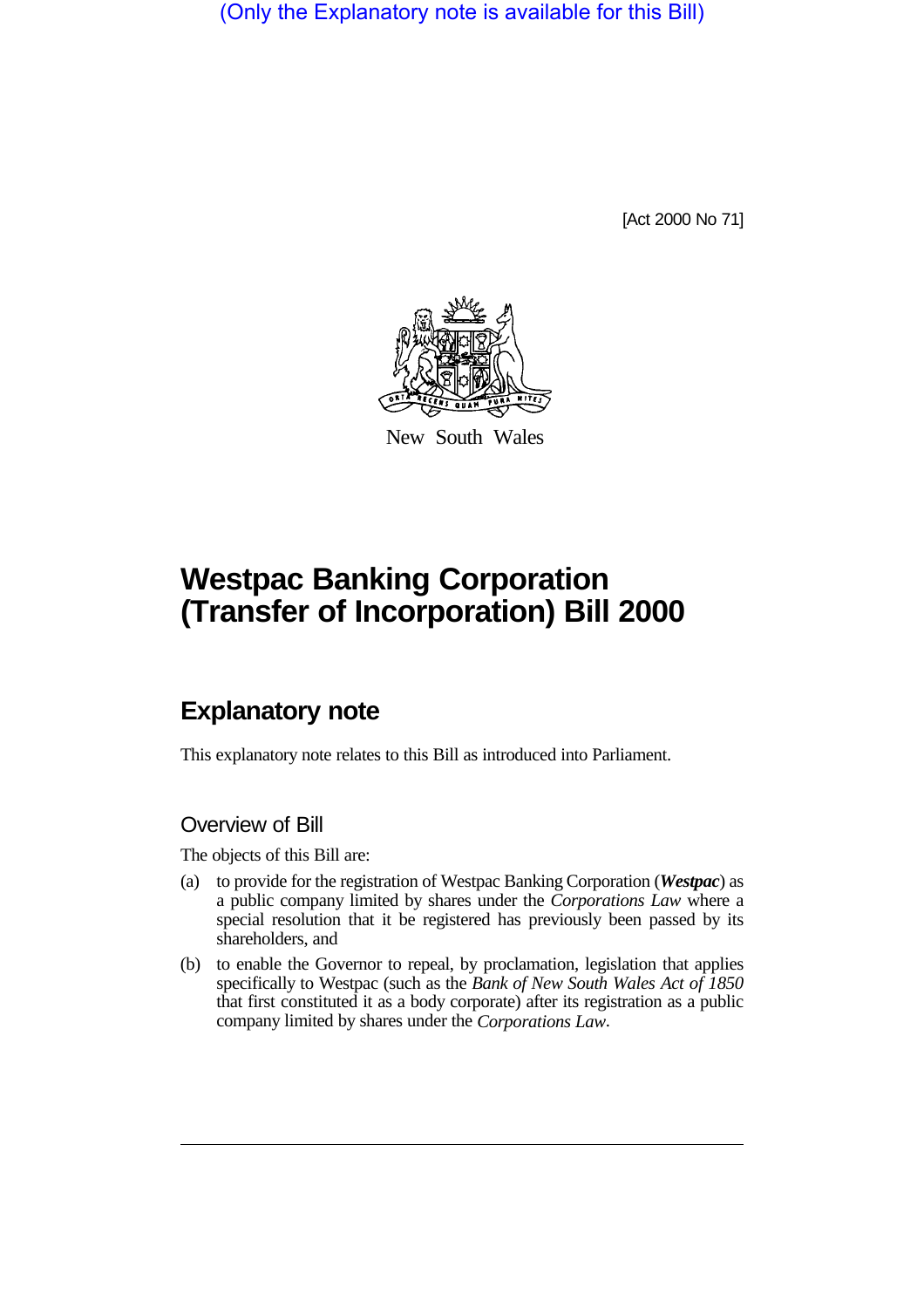(Only the Explanatory note is available for this Bill)

[Act 2000 No 71]

New South Wales

# Westpac Banking Corporation (Transfer of Incorporation) Bill 2000

## Explanatory note

This explanatory note relates to this Bill as introduced into Parliament.

### Overview of Bill

The objects of this Bill are:

(a) to provide for the registration of Westpac Banking Corporation (***Westpac***) as a public company limited by shares under the *Corporations Law* where a special resolution that it be registered has previously been passed by its shareholders, and

(b) to enable the Governor to repeal, by proclamation, legislation that applies specifically to Westpac (such as the *Bank of New South Wales Act of 1850* that first constituted it as a body corporate) after its registration as a public company limited by shares under the *Corporations Law*.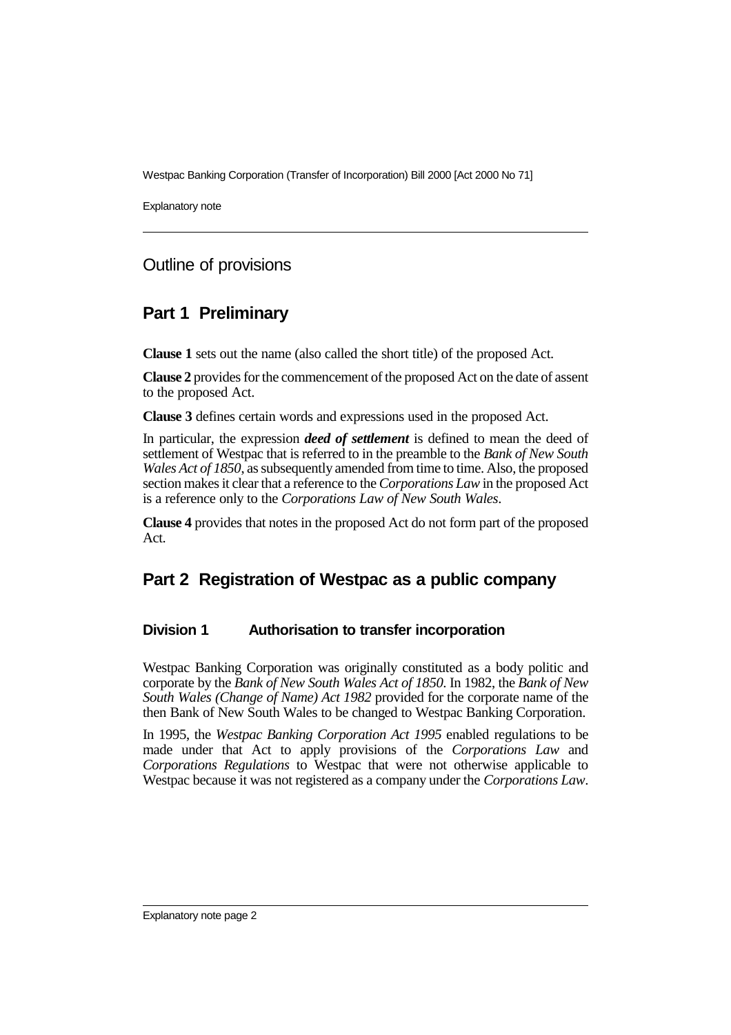## Outline of provisions

## Part 1 Preliminary

**Clause 1** sets out the name (also called the short title) of the proposed Act.

**Clause 2** provides for the commencement of the proposed Act on the date of assent to the proposed Act.

**Clause 3** defines certain words and expressions used in the proposed Act.

In particular, the expression ***deed of settlement*** is defined to mean the deed of settlement of Westpac that is referred to in the preamble to the *Bank of New South Wales Act of 1850*, as subsequently amended from time to time. Also, the proposed section makes it clear that a reference to the *Corporations Law* in the proposed Act is a reference only to the *Corporations Law of New South Wales*.

**Clause 4** provides that notes in the proposed Act do not form part of the proposed Act.

## Part 2 Registration of Westpac as a public company

### Division 1 Authorisation to transfer incorporation

Westpac Banking Corporation was originally constituted as a body politic and corporate by the *Bank of New South Wales Act of 1850*. In 1982, the *Bank of New South Wales (Change of Name) Act 1982* provided for the corporate name of the then Bank of New South Wales to be changed to Westpac Banking Corporation.

In 1995, the *Westpac Banking Corporation Act 1995* enabled regulations to be made under that Act to apply provisions of the *Corporations Law* and *Corporations Regulations* to Westpac that were not otherwise applicable to Westpac because it was not registered as a company under the *Corporations Law*.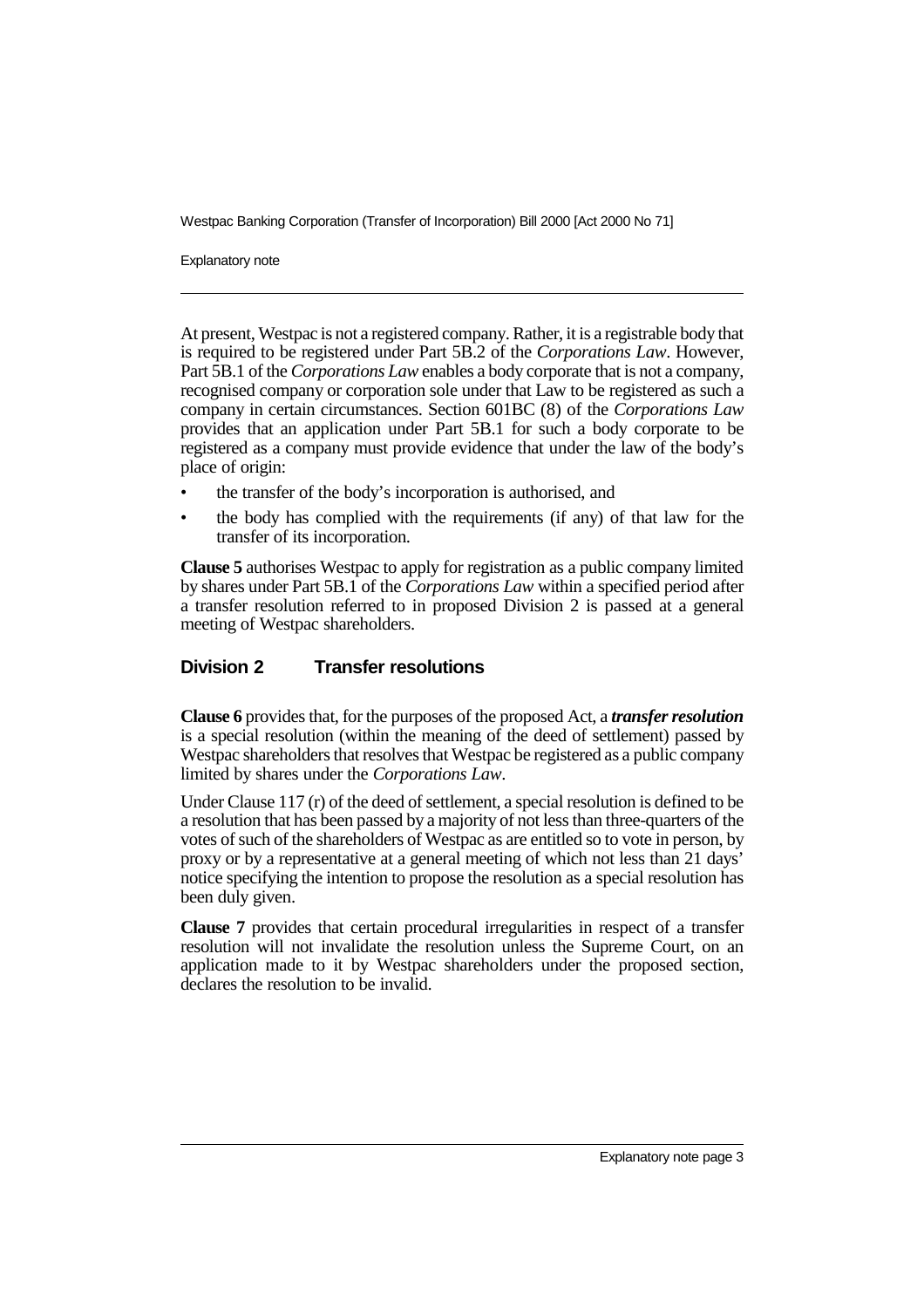At present, Westpac is not a registered company. Rather, it is a registrable body that is required to be registered under Part 5B.2 of the *Corporations Law*. However, Part 5B.1 of the *Corporations Law* enables a body corporate that is not a company, recognised company or corporation sole under that Law to be registered as such a company in certain circumstances. Section 601BC (8) of the *Corporations Law* provides that an application under Part 5B.1 for such a body corporate to be registered as a company must provide evidence that under the law of the body's place of origin:

- the transfer of the body's incorporation is authorised, and
- the body has complied with the requirements (if any) of that law for the transfer of its incorporation.

**Clause 5** authorises Westpac to apply for registration as a public company limited by shares under Part 5B.1 of the *Corporations Law* within a specified period after a transfer resolution referred to in proposed Division 2 is passed at a general meeting of Westpac shareholders.

## Division 2 Transfer resolutions

**Clause 6** provides that, for the purposes of the proposed Act, a ***transfer resolution*** is a special resolution (within the meaning of the deed of settlement) passed by Westpac shareholders that resolves that Westpac be registered as a public company limited by shares under the *Corporations Law*.

Under Clause 117 (r) of the deed of settlement, a special resolution is defined to be a resolution that has been passed by a majority of not less than three-quarters of the votes of such of the shareholders of Westpac as are entitled so to vote in person, by proxy or by a representative at a general meeting of which not less than 21 days' notice specifying the intention to propose the resolution as a special resolution has been duly given.

**Clause 7** provides that certain procedural irregularities in respect of a transfer resolution will not invalidate the resolution unless the Supreme Court, on an application made to it by Westpac shareholders under the proposed section, declares the resolution to be invalid.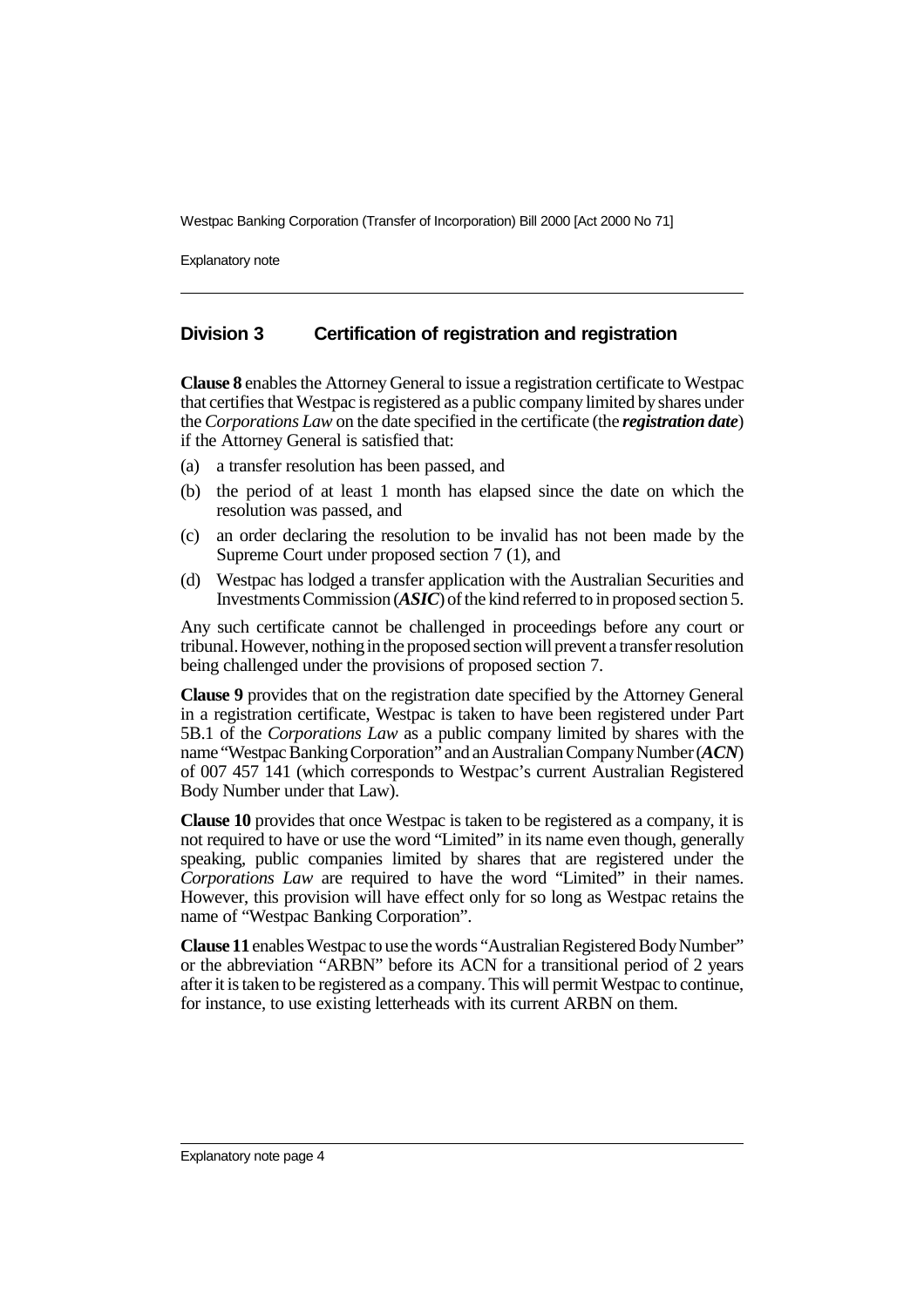## Division 3 Certification of registration and registration

**Clause 8** enables the Attorney General to issue a registration certificate to Westpac that certifies that Westpac is registered as a public company limited by shares under the *Corporations Law* on the date specified in the certificate (the ***registration date***) if the Attorney General is satisfied that:

(a) a transfer resolution has been passed, and

(b) the period of at least 1 month has elapsed since the date on which the resolution was passed, and

(c) an order declaring the resolution to be invalid has not been made by the Supreme Court under proposed section 7 (1), and

(d) Westpac has lodged a transfer application with the Australian Securities and Investments Commission (***ASIC***) of the kind referred to in proposed section 5.

Any such certificate cannot be challenged in proceedings before any court or tribunal. However, nothing in the proposed section will prevent a transfer resolution being challenged under the provisions of proposed section 7.

**Clause 9** provides that on the registration date specified by the Attorney General in a registration certificate, Westpac is taken to have been registered under Part 5B.1 of the *Corporations Law* as a public company limited by shares with the name "Westpac Banking Corporation" and an Australian Company Number (***ACN***) of 007 457 141 (which corresponds to Westpac's current Australian Registered Body Number under that Law).

**Clause 10** provides that once Westpac is taken to be registered as a company, it is not required to have or use the word "Limited" in its name even though, generally speaking, public companies limited by shares that are registered under the *Corporations Law* are required to have the word "Limited" in their names. However, this provision will have effect only for so long as Westpac retains the name of "Westpac Banking Corporation".

**Clause 11** enables Westpac to use the words "Australian Registered Body Number" or the abbreviation "ARBN" before its ACN for a transitional period of 2 years after it is taken to be registered as a company. This will permit Westpac to continue, for instance, to use existing letterheads with its current ARBN on them.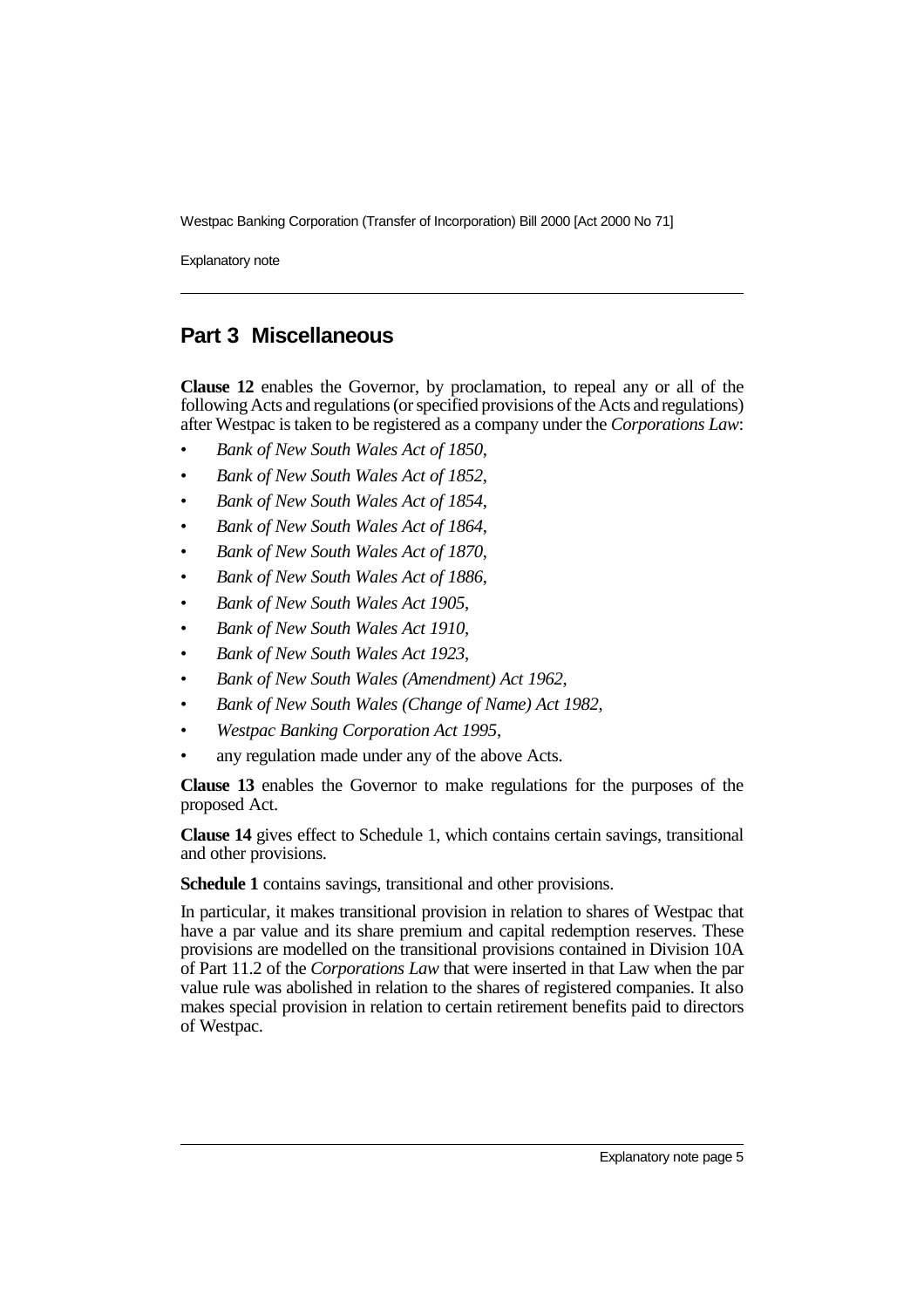## Part 3 Miscellaneous

**Clause 12** enables the Governor, by proclamation, to repeal any or all of the following Acts and regulations (or specified provisions of the Acts and regulations) after Westpac is taken to be registered as a company under the *Corporations Law*:

- *Bank of New South Wales Act of 1850*,
- *Bank of New South Wales Act of 1852*,
- *Bank of New South Wales Act of 1854*,
- *Bank of New South Wales Act of 1864*,
- *Bank of New South Wales Act of 1870*,
- *Bank of New South Wales Act of 1886*,
- *Bank of New South Wales Act 1905*,
- *Bank of New South Wales Act 1910*,
- *Bank of New South Wales Act 1923*,
- *Bank of New South Wales (Amendment) Act 1962*,
- *Bank of New South Wales (Change of Name) Act 1982*,
- *Westpac Banking Corporation Act 1995*,
- any regulation made under any of the above Acts.

**Clause 13** enables the Governor to make regulations for the purposes of the proposed Act.

**Clause 14** gives effect to Schedule 1, which contains certain savings, transitional and other provisions.

**Schedule 1** contains savings, transitional and other provisions.

In particular, it makes transitional provision in relation to shares of Westpac that have a par value and its share premium and capital redemption reserves. These provisions are modelled on the transitional provisions contained in Division 10A of Part 11.2 of the *Corporations Law* that were inserted in that Law when the par value rule was abolished in relation to the shares of registered companies. It also makes special provision in relation to certain retirement benefits paid to directors of Westpac.